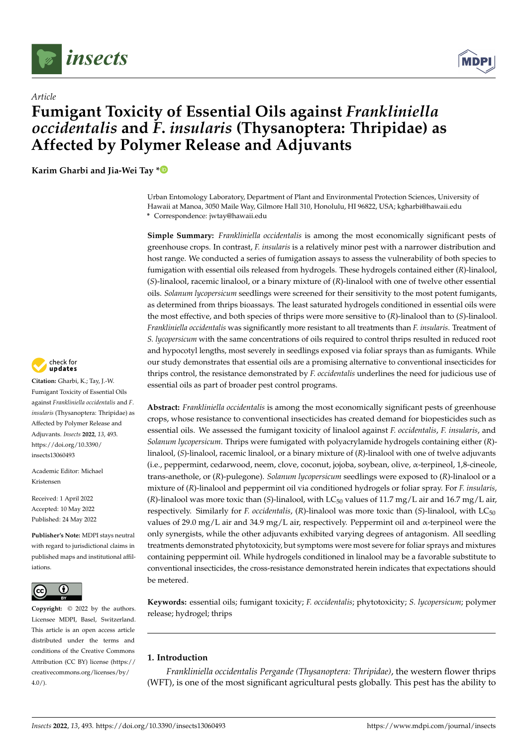*Article*

# Fumigant Toxicity of Essential Oils against *Frankliniella occidentalis* and *F. insularis* (Thysanoptera: Thripidae) as Affected by Polymer Release and Adjuvants

**Karim Gharbi and Jia-Wei Tay ***

Urban Entomology Laboratory, Department of Plant and Environmental Protection Sciences, University of Hawaii at Manoa, 3050 Maile Way, Gilmore Hall 310, Honolulu, HI 96822, USA; kgharbi@hawaii.edu
* Correspondence: jwtay@hawaii.edu

**Simple Summary:** *Frankliniella occidentalis* is among the most economically significant pests of greenhouse crops. In contrast, *F. insularis* is a relatively minor pest with a narrower distribution and host range. We conducted a series of fumigation assays to assess the vulnerability of both species to fumigation with essential oils released from hydrogels. These hydrogels contained either (*R*)-linalool, (*S*)-linalool, racemic linalool, or a binary mixture of (*R*)-linalool with one of twelve other essential oils. *Solanum lycopersicum* seedlings were screened for their sensitivity to the most potent fumigants, as determined from thrips bioassays. The least saturated hydrogels conditioned in essential oils were the most effective, and both species of thrips were more sensitive to (*R*)-linalool than to (*S*)-linalool. *Frankliniella occidentalis* was significantly more resistant to all treatments than *F. insularis*. Treatment of *S. lycopersicum* with the same concentrations of oils required to control thrips resulted in reduced root and hypocotyl lengths, most severely in seedlings exposed via foliar sprays than as fumigants. While our study demonstrates that essential oils are a promising alternative to conventional insecticides for thrips control, the resistance demonstrated by *F. occidentalis* underlines the need for judicious use of essential oils as part of broader pest control programs.

**Abstract:** *Frankliniella occidentalis* is among the most economically significant pests of greenhouse crops, whose resistance to conventional insecticides has created demand for biopesticides such as essential oils. We assessed the fumigant toxicity of linalool against *F. occidentalis*, *F. insularis*, and *Solanum lycopersicum*. Thrips were fumigated with polyacrylamide hydrogels containing either (*R*)-linalool, (*S*)-linalool, racemic linalool, or a binary mixture of (*R*)-linalool with one of twelve adjuvants (i.e., peppermint, cedarwood, neem, clove, coconut, jojoba, soybean, olive, α-terpineol, 1,8-cineole, trans-anethole, or (*R*)-pulegone). *Solanum lycopersicum* seedlings were exposed to (*R*)-linalool or a mixture of (*R*)-linalool and peppermint oil via conditioned hydrogels or foliar spray. For *F. insularis*, (*R*)-linalool was more toxic than (*S*)-linalool, with $LC_{50}$ values of 11.7 mg/L air and 16.7 mg/L air, respectively. Similarly for *F. occidentalis*, (*R*)-linalool was more toxic than (*S*)-linalool, with $LC_{50}$ values of 29.0 mg/L air and 34.9 mg/L air, respectively. Peppermint oil and α-terpineol were the only synergists, while the other adjuvants exhibited varying degrees of antagonism. All seedling treatments demonstrated phytotoxicity, but symptoms were most severe for foliar sprays and mixtures containing peppermint oil. While hydrogels conditioned in linalool may be a favorable substitute to conventional insecticides, the cross-resistance demonstrated herein indicates that expectations should be metered.

**Keywords:** essential oils; fumigant toxicity; *F. occidentalis*; phytotoxicity; *S. lycopersicum*; polymer release; hydrogel; thrips

**Citation:** Gharbi, K.; Tay, J.-W. Fumigant Toxicity of Essential Oils against *Frankliniella occidentalis* and *F. insularis* (Thysanoptera: Thripidae) as Affected by Polymer Release and Adjuvants. *Insects* **2022**, *13*, 493. https://doi.org/10.3390/insects13060493

Academic Editor: Michael Kristensen

Received: 1 April 2022
Accepted: 10 May 2022
Published: 24 May 2022

**Publisher's Note:** MDPI stays neutral with regard to jurisdictional claims in published maps and institutional affiliations.

**Copyright:** © 2022 by the authors. Licensee MDPI, Basel, Switzerland. This article is an open access article distributed under the terms and conditions of the Creative Commons Attribution (CC BY) license (https://creativecommons.org/licenses/by/4.0/).

## 1. Introduction

*Frankliniella occidentalis Pergande (Thysanoptera: Thripidae)*, the western flower thrips (WFT), is one of the most significant agricultural pests globally. This pest has the ability to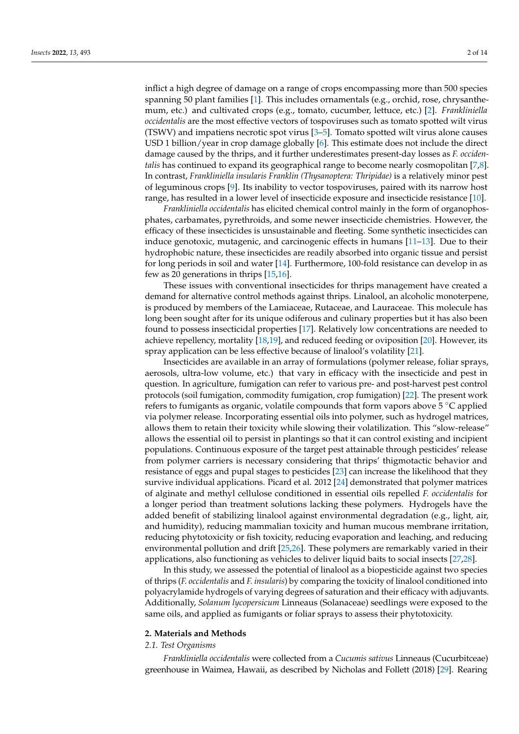inflict a high degree of damage on a range of crops encompassing more than 500 species spanning 50 plant families [1]. This includes ornamentals (e.g., orchid, rose, chrysanthemum, etc.) and cultivated crops (e.g., tomato, cucumber, lettuce, etc.) [2]. *Frankliniella occidentalis* are the most effective vectors of tospoviruses such as tomato spotted wilt virus (TSWV) and impatiens necrotic spot virus [3–5]. Tomato spotted wilt virus alone causes USD 1 billion/year in crop damage globally [6]. This estimate does not include the direct damage caused by the thrips, and it further underestimates present-day losses as *F. occidentalis* has continued to expand its geographical range to become nearly cosmopolitan [7,8]. In contrast, *Frankliniella insularis Franklin (Thysanoptera: Thripidae)* is a relatively minor pest of leguminous crops [9]. Its inability to vector tospoviruses, paired with its narrow host range, has resulted in a lower level of insecticide exposure and insecticide resistance [10].

*Frankliniella occidentalis* has elicited chemical control mainly in the form of organophosphates, carbamates, pyrethroids, and some newer insecticide chemistries. However, the efficacy of these insecticides is unsustainable and fleeting. Some synthetic insecticides can induce genotoxic, mutagenic, and carcinogenic effects in humans [11–13]. Due to their hydrophobic nature, these insecticides are readily absorbed into organic tissue and persist for long periods in soil and water [14]. Furthermore, 100-fold resistance can develop in as few as 20 generations in thrips [15,16].

These issues with conventional insecticides for thrips management have created a demand for alternative control methods against thrips. Linalool, an alcoholic monoterpene, is produced by members of the Lamiaceae, Rutaceae, and Lauraceae. This molecule has long been sought after for its unique odiferous and culinary properties but it has also been found to possess insecticidal properties [17]. Relatively low concentrations are needed to achieve repellency, mortality [18,19], and reduced feeding or oviposition [20]. However, its spray application can be less effective because of linalool's volatility [21].

Insecticides are available in an array of formulations (polymer release, foliar sprays, aerosols, ultra-low volume, etc.) that vary in efficacy with the insecticide and pest in question. In agriculture, fumigation can refer to various pre- and post-harvest pest control protocols (soil fumigation, commodity fumigation, crop fumigation) [22]. The present work refers to fumigants as organic, volatile compounds that form vapors above 5 °C applied via polymer release. Incorporating essential oils into polymer, such as hydrogel matrices, allows them to retain their toxicity while slowing their volatilization. This "slow-release" allows the essential oil to persist in plantings so that it can control existing and incipient populations. Continuous exposure of the target pest attainable through pesticides' release from polymer carriers is necessary considering that thrips' thigmotactic behavior and resistance of eggs and pupal stages to pesticides [23] can increase the likelihood that they survive individual applications. Picard et al. 2012 [24] demonstrated that polymer matrices of alginate and methyl cellulose conditioned in essential oils repelled *F. occidentalis* for a longer period than treatment solutions lacking these polymers. Hydrogels have the added benefit of stabilizing linalool against environmental degradation (e.g., light, air, and humidity), reducing mammalian toxicity and human mucous membrane irritation, reducing phytotoxicity or fish toxicity, reducing evaporation and leaching, and reducing environmental pollution and drift [25,26]. These polymers are remarkably varied in their applications, also functioning as vehicles to deliver liquid baits to social insects [27,28].

In this study, we assessed the potential of linalool as a biopesticide against two species of thrips (*F. occidentalis* and *F. insularis*) by comparing the toxicity of linalool conditioned into polyacrylamide hydrogels of varying degrees of saturation and their efficacy with adjuvants. Additionally, *Solanum lycopersicum* Linneaus (Solanaceae) seedlings were exposed to the same oils, and applied as fumigants or foliar sprays to assess their phytotoxicity.

## 2. Materials and Methods

### 2.1. Test Organisms

*Frankliniella occidentalis* were collected from a *Cucumis sativus* Linneaus (Cucurbitceae) greenhouse in Waimea, Hawaii, as described by Nicholas and Follett (2018) [29]. Rearing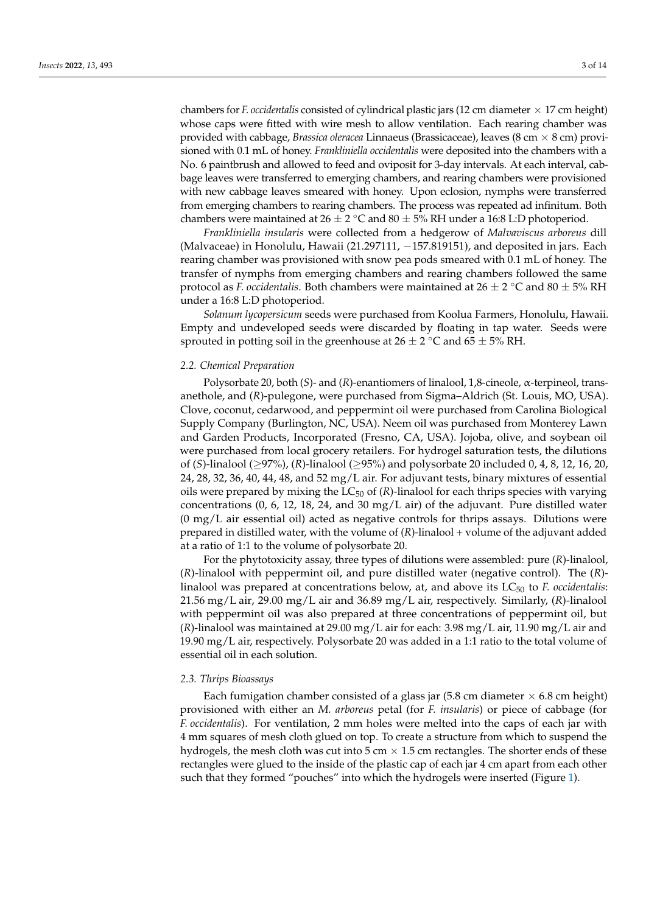chambers for *F. occidentalis* consisted of cylindrical plastic jars (12 cm diameter × 17 cm height) whose caps were fitted with wire mesh to allow ventilation. Each rearing chamber was provided with cabbage, *Brassica oleracea* Linnaeus (Brassicaceae), leaves (8 cm × 8 cm) provisioned with 0.1 mL of honey. *Frankliniella occidentalis* were deposited into the chambers with a No. 6 paintbrush and allowed to feed and oviposit for 3-day intervals. At each interval, cabbage leaves were transferred to emerging chambers, and rearing chambers were provisioned with new cabbage leaves smeared with honey. Upon eclosion, nymphs were transferred from emerging chambers to rearing chambers. The process was repeated ad infinitum. Both chambers were maintained at 26 ± 2 °C and 80 ± 5% RH under a 16:8 L:D photoperiod.

*Frankliniella insularis* were collected from a hedgerow of *Malvaviscus arboreus* dill (Malvaceae) in Honolulu, Hawaii (21.297111, −157.819151), and deposited in jars. Each rearing chamber was provisioned with snow pea pods smeared with 0.1 mL of honey. The transfer of nymphs from emerging chambers and rearing chambers followed the same protocol as *F. occidentalis*. Both chambers were maintained at 26 ± 2 °C and 80 ± 5% RH under a 16:8 L:D photoperiod.

*Solanum lycopersicum* seeds were purchased from Koolua Farmers, Honolulu, Hawaii. Empty and undeveloped seeds were discarded by floating in tap water. Seeds were sprouted in potting soil in the greenhouse at 26 ± 2 °C and 65 ± 5% RH.

### 2.2. Chemical Preparation

Polysorbate 20, both (*S*)- and (*R*)-enantiomers of linalool, 1,8-cineole, α-terpineol, trans-anethole, and (*R*)-pulegone, were purchased from Sigma–Aldrich (St. Louis, MO, USA). Clove, coconut, cedarwood, and peppermint oil were purchased from Carolina Biological Supply Company (Burlington, NC, USA). Neem oil was purchased from Monterey Lawn and Garden Products, Incorporated (Fresno, CA, USA). Jojoba, olive, and soybean oil were purchased from local grocery retailers. For hydrogel saturation tests, the dilutions of (*S*)-linalool (≥97%), (*R*)-linalool (≥95%) and polysorbate 20 included 0, 4, 8, 12, 16, 20, 24, 28, 32, 36, 40, 44, 48, and 52 mg/L air. For adjuvant tests, binary mixtures of essential oils were prepared by mixing the $LC_{50}$ of (*R*)-linalool for each thrips species with varying concentrations (0, 6, 12, 18, 24, and 30 mg/L air) of the adjuvant. Pure distilled water (0 mg/L air essential oil) acted as negative controls for thrips assays. Dilutions were prepared in distilled water, with the volume of (*R*)-linalool + volume of the adjuvant added at a ratio of 1:1 to the volume of polysorbate 20.

For the phytotoxicity assay, three types of dilutions were assembled: pure (*R*)-linalool, (*R*)-linalool with peppermint oil, and pure distilled water (negative control). The (*R*)-linalool was prepared at concentrations below, at, and above its $LC_{50}$ to *F. occidentalis*: 21.56 mg/L air, 29.00 mg/L air and 36.89 mg/L air, respectively. Similarly, (*R*)-linalool with peppermint oil was also prepared at three concentrations of peppermint oil, but (*R*)-linalool was maintained at 29.00 mg/L air for each: 3.98 mg/L air, 11.90 mg/L air and 19.90 mg/L air, respectively. Polysorbate 20 was added in a 1:1 ratio to the total volume of essential oil in each solution.

### 2.3. Thrips Bioassays

Each fumigation chamber consisted of a glass jar (5.8 cm diameter × 6.8 cm height) provisioned with either an *M. arboreus* petal (for *F. insularis*) or piece of cabbage (for *F. occidentalis*). For ventilation, 2 mm holes were melted into the caps of each jar with 4 mm squares of mesh cloth glued on top. To create a structure from which to suspend the hydrogels, the mesh cloth was cut into 5 cm × 1.5 cm rectangles. The shorter ends of these rectangles were glued to the inside of the plastic cap of each jar 4 cm apart from each other such that they formed "pouches" into which the hydrogels were inserted (Figure 1).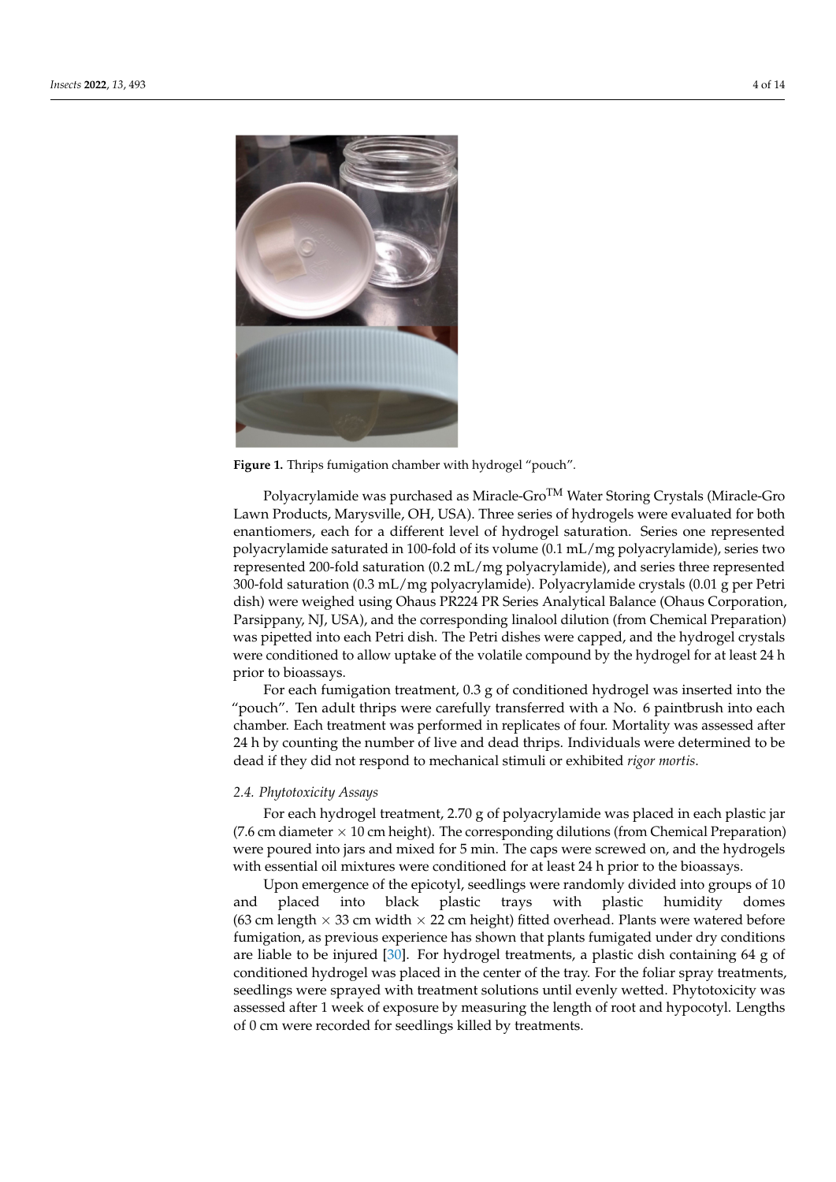Figure 1. Thrips fumigation chamber with hydrogel "pouch".

Polyacrylamide was purchased as Miracle-Gro$^{TM}$ Water Storing Crystals (Miracle-Gro Lawn Products, Marysville, OH, USA). Three series of hydrogels were evaluated for both enantiomers, each for a different level of hydrogel saturation. Series one represented polyacrylamide saturated in 100-fold of its volume (0.1 mL/mg polyacrylamide), series two represented 200-fold saturation (0.2 mL/mg polyacrylamide), and series three represented 300-fold saturation (0.3 mL/mg polyacrylamide). Polyacrylamide crystals (0.01 g per Petri dish) were weighed using Ohaus PR224 PR Series Analytical Balance (Ohaus Corporation, Parsippany, NJ, USA), and the corresponding linalool dilution (from Chemical Preparation) was pipetted into each Petri dish. The Petri dishes were capped, and the hydrogel crystals were conditioned to allow uptake of the volatile compound by the hydrogel for at least 24 h prior to bioassays.

For each fumigation treatment, 0.3 g of conditioned hydrogel was inserted into the "pouch". Ten adult thrips were carefully transferred with a No. 6 paintbrush into each chamber. Each treatment was performed in replicates of four. Mortality was assessed after 24 h by counting the number of live and dead thrips. Individuals were determined to be dead if they did not respond to mechanical stimuli or exhibited *rigor mortis*.

### 2.4. Phytotoxicity Assays

For each hydrogel treatment, 2.70 g of polyacrylamide was placed in each plastic jar (7.6 cm diameter × 10 cm height). The corresponding dilutions (from Chemical Preparation) were poured into jars and mixed for 5 min. The caps were screwed on, and the hydrogels with essential oil mixtures were conditioned for at least 24 h prior to the bioassays.

Upon emergence of the epicotyl, seedlings were randomly divided into groups of 10 and placed into black plastic trays with plastic humidity domes (63 cm length × 33 cm width × 22 cm height) fitted overhead. Plants were watered before fumigation, as previous experience has shown that plants fumigated under dry conditions are liable to be injured [30]. For hydrogel treatments, a plastic dish containing 64 g of conditioned hydrogel was placed in the center of the tray. For the foliar spray treatments, seedlings were sprayed with treatment solutions until evenly wetted. Phytotoxicity was assessed after 1 week of exposure by measuring the length of root and hypocotyl. Lengths of 0 cm were recorded for seedlings killed by treatments.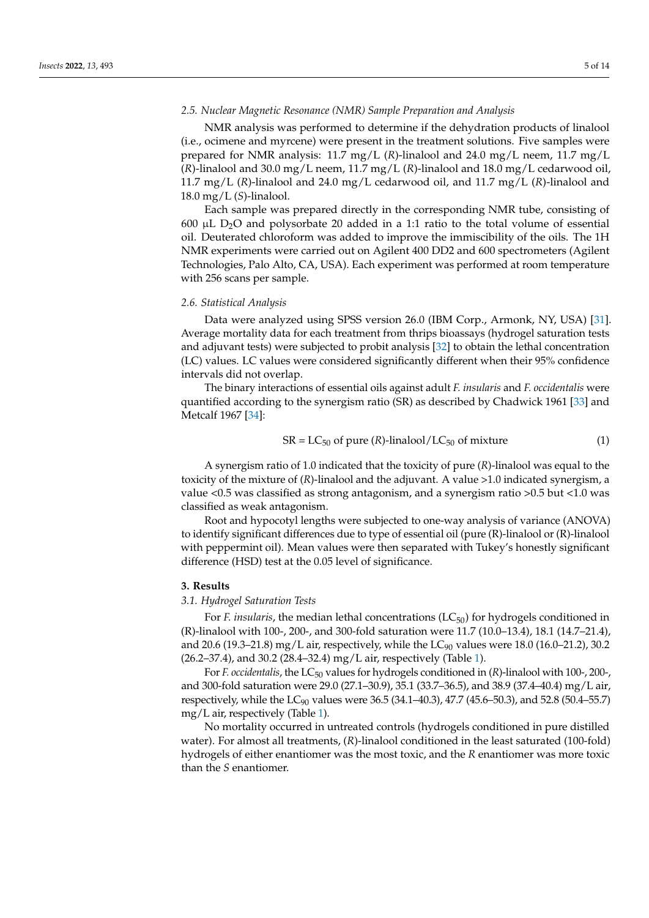### 2.5. Nuclear Magnetic Resonance (NMR) Sample Preparation and Analysis

NMR analysis was performed to determine if the dehydration products of linalool (i.e., ocimene and myrcene) were present in the treatment solutions. Five samples were prepared for NMR analysis: 11.7 mg/L (*R*)-linalool and 24.0 mg/L neem, 11.7 mg/L (*R*)-linalool and 30.0 mg/L neem, 11.7 mg/L (*R*)-linalool and 18.0 mg/L cedarwood oil, 11.7 mg/L (*R*)-linalool and 24.0 mg/L cedarwood oil, and 11.7 mg/L (*R*)-linalool and 18.0 mg/L (*S*)-linalool.

Each sample was prepared directly in the corresponding NMR tube, consisting of 600 μL $D_2O$ and polysorbate 20 added in a 1:1 ratio to the total volume of essential oil. Deuterated chloroform was added to improve the immiscibility of the oils. The 1H NMR experiments were carried out on Agilent 400 DD2 and 600 spectrometers (Agilent Technologies, Palo Alto, CA, USA). Each experiment was performed at room temperature with 256 scans per sample.

### 2.6. Statistical Analysis

Data were analyzed using SPSS version 26.0 (IBM Corp., Armonk, NY, USA) [31]. Average mortality data for each treatment from thrips bioassays (hydrogel saturation tests and adjuvant tests) were subjected to probit analysis [32] to obtain the lethal concentration (LC) values. LC values were considered significantly different when their 95% confidence intervals did not overlap.

The binary interactions of essential oils against adult *F. insularis* and *F. occidentalis* were quantified according to the synergism ratio (SR) as described by Chadwick 1961 [33] and Metcalf 1967 [34]:

$$\text{SR} = \text{LC}_{50} \text{ of pure } (R)\text{-linalool}/\text{LC}_{50} \text{ of mixture} \tag{1}$$

A synergism ratio of 1.0 indicated that the toxicity of pure (*R*)-linalool was equal to the toxicity of the mixture of (*R*)-linalool and the adjuvant. A value >1.0 indicated synergism, a value <0.5 was classified as strong antagonism, and a synergism ratio >0.5 but <1.0 was classified as weak antagonism.

Root and hypocotyl lengths were subjected to one-way analysis of variance (ANOVA) to identify significant differences due to type of essential oil (pure (R)-linalool or (R)-linalool with peppermint oil). Mean values were then separated with Tukey's honestly significant difference (HSD) test at the 0.05 level of significance.

## 3. Results

### 3.1. Hydrogel Saturation Tests

For *F. insularis*, the median lethal concentrations ($LC_{50}$) for hydrogels conditioned in (R)-linalool with 100-, 200-, and 300-fold saturation were 11.7 (10.0–13.4), 18.1 (14.7–21.4), and 20.6 (19.3–21.8) mg/L air, respectively, while the $LC_{90}$ values were 18.0 (16.0–21.2), 30.2 (26.2–37.4), and 30.2 (28.4–32.4) mg/L air, respectively (Table 1).

For *F. occidentalis*, the $LC_{50}$ values for hydrogels conditioned in (*R*)-linalool with 100-, 200-, and 300-fold saturation were 29.0 (27.1–30.9), 35.1 (33.7–36.5), and 38.9 (37.4–40.4) mg/L air, respectively, while the $LC_{90}$ values were 36.5 (34.1–40.3), 47.7 (45.6–50.3), and 52.8 (50.4–55.7) mg/L air, respectively (Table 1).

No mortality occurred in untreated controls (hydrogels conditioned in pure distilled water). For almost all treatments, (*R*)-linalool conditioned in the least saturated (100-fold) hydrogels of either enantiomer was the most toxic, and the *R* enantiomer was more toxic than the *S* enantiomer.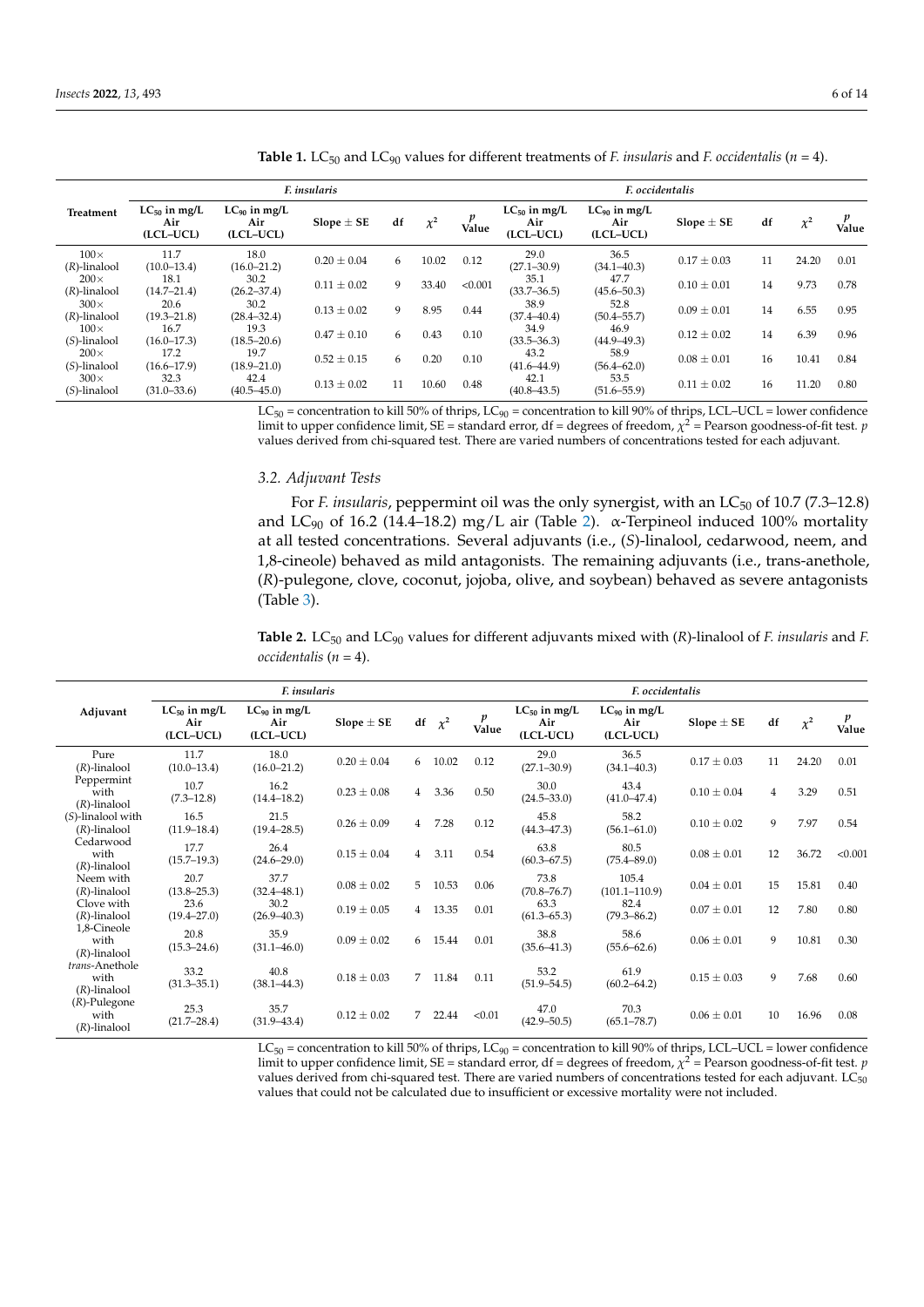**Table 1.** $LC_{50}$ and $LC_{90}$ values for different treatments of *F. insularis* and *F. occidentalis* ($n$ = 4).

| Treatment | *F. insularis* | | | | | | *F. occidentalis* | | | | | |
|---|---|---|---|---|---|---|---|---|---|---|---|---|
| | $LC_{50}$ in mg/L Air (LCL–UCL) | $LC_{90}$ in mg/L Air (LCL–UCL) | Slope ± SE | df | $\chi^2$ | $p$ Value | $LC_{50}$ in mg/L Air (LCL–UCL) | $LC_{90}$ in mg/L Air (LCL–UCL) | Slope ± SE | df | $\chi^2$ | $p$ Value |
| 100× (*R*)-linalool | 11.7 (10.0–13.4) | 18.0 (16.0–21.2) | 0.20 ± 0.04 | 6 | 10.02 | 0.12 | 29.0 (27.1–30.9) | 36.5 (34.1–40.3) | 0.17 ± 0.03 | 11 | 24.20 | 0.01 |
| 200× (*R*)-linalool | 18.1 (14.7–21.4) | 30.2 (26.2–37.4) | 0.11 ± 0.02 | 9 | 33.40 | <0.001 | 35.1 (33.7–36.5) | 47.7 (45.6–50.3) | 0.10 ± 0.01 | 14 | 9.73 | 0.78 |
| 300× (*R*)-linalool | 20.6 (19.3–21.8) | 30.2 (28.4–32.4) | 0.13 ± 0.02 | 9 | 8.95 | 0.44 | 38.9 (37.4–40.4) | 52.8 (50.4–55.7) | 0.09 ± 0.01 | 14 | 6.55 | 0.95 |
| 100× (*S*)-linalool | 16.7 (16.0–17.3) | 19.3 (18.5–20.6) | 0.47 ± 0.10 | 6 | 0.43 | 0.10 | 34.9 (33.5–36.3) | 46.9 (44.9–49.3) | 0.12 ± 0.02 | 14 | 6.39 | 0.96 |
| 200× (*S*)-linalool | 17.2 (16.6–17.9) | 19.7 (18.9–21.0) | 0.52 ± 0.15 | 6 | 0.20 | 0.10 | 43.2 (41.6–44.9) | 58.9 (56.4–62.0) | 0.08 ± 0.01 | 16 | 10.41 | 0.84 |
| 300× (*S*)-linalool | 32.3 (31.0–33.6) | 42.4 (40.5–45.0) | 0.13 ± 0.02 | 11 | 10.60 | 0.48 | 42.1 (40.8–43.5) | 53.5 (51.6–55.9) | 0.11 ± 0.02 | 16 | 11.20 | 0.80 |

$LC_{50}$ = concentration to kill 50% of thrips, $LC_{90}$ = concentration to kill 90% of thrips, LCL–UCL = lower confidence limit to upper confidence limit, SE = standard error, df = degrees of freedom, $\chi^2$ = Pearson goodness-of-fit test. $p$ values derived from chi-squared test. There are varied numbers of concentrations tested for each adjuvant.

### 3.2. Adjuvant Tests

For *F. insularis*, peppermint oil was the only synergist, with an $LC_{50}$ of 10.7 (7.3–12.8) and $LC_{90}$ of 16.2 (14.4–18.2) mg/L air (Table 2). α-Terpineol induced 100% mortality at all tested concentrations. Several adjuvants (i.e., (*S*)-linalool, cedarwood, neem, and 1,8-cineole) behaved as mild antagonists. The remaining adjuvants (i.e., trans-anethole, (*R*)-pulegone, clove, coconut, jojoba, olive, and soybean) behaved as severe antagonists (Table 3).

**Table 2.** $LC_{50}$ and $LC_{90}$ values for different adjuvants mixed with (*R*)-linalool of *F. insularis* and *F. occidentalis* ($n$ = 4).

| Adjuvant | *F. insularis* | | | | | | *F. occidentalis* | | | | | |
|---|---|---|---|---|---|---|---|---|---|---|---|---|
| | $LC_{50}$ in mg/L Air (LCL–UCL) | $LC_{90}$ in mg/L Air (LCL–UCL) | Slope ± SE | df | $\chi^2$ | $p$ Value | $LC_{50}$ in mg/L Air (LCL-UCL) | $LC_{90}$ in mg/L Air (LCL–UCL) | Slope ± SE | df | $\chi^2$ | $p$ Value |
| Pure (*R*)-linalool | 11.7 (10.0–13.4) | 18.0 (16.0–21.2) | 0.20 ± 0.04 | 6 | 10.02 | 0.12 | 29.0 (27.1–30.9) | 36.5 (34.1–40.3) | 0.17 ± 0.03 | 11 | 24.20 | 0.01 |
| Peppermint with (*R*)-linalool | 10.7 (7.3–12.8) | 16.2 (14.4–18.2) | 0.23 ± 0.08 | 4 | 3.36 | 0.50 | 30.0 (24.5–33.0) | 43.4 (41.0–47.4) | 0.10 ± 0.04 | 4 | 3.29 | 0.51 |
| (*S*)-linalool with (*R*)-linalool | 16.5 (11.9–18.4) | 21.5 (19.4–28.5) | 0.26 ± 0.09 | 4 | 7.28 | 0.12 | 45.8 (44.3–47.3) | 58.2 (56.1–61.0) | 0.10 ± 0.02 | 9 | 7.97 | 0.54 |
| Cedarwood with (*R*)-linalool | 17.7 (15.7–19.3) | 26.4 (24.6–29.0) | 0.15 ± 0.04 | 4 | 3.11 | 0.54 | 63.8 (60.3–67.5) | 80.5 (75.4–89.0) | 0.08 ± 0.01 | 12 | 36.72 | <0.001 |
| Neem with (*R*)-linalool | 20.7 (13.8–25.3) | 37.7 (32.4–48.1) | 0.08 ± 0.02 | 5 | 10.53 | 0.06 | 73.8 (70.8–76.7) | 105.4 (101.1–110.9) | 0.04 ± 0.01 | 15 | 15.81 | 0.40 |
| Clove with (*R*)-linalool | 23.6 (19.4–27.0) | 30.2 (26.9–40.3) | 0.19 ± 0.05 | 4 | 13.35 | 0.01 | 63.3 (61.3–65.3) | 82.4 (79.3–86.2) | 0.07 ± 0.01 | 12 | 7.80 | 0.80 |
| 1,8-Cineole with (*R*)-linalool | 20.8 (15.3–24.6) | 35.9 (31.1–46.0) | 0.09 ± 0.02 | 6 | 15.44 | 0.01 | 38.8 (35.6–41.3) | 58.6 (55.6–62.6) | 0.06 ± 0.01 | 9 | 10.81 | 0.30 |
| *trans*-Anethole with (*R*)-linalool | 33.2 (31.3–35.1) | 40.8 (38.1–44.3) | 0.18 ± 0.03 | 7 | 11.84 | 0.11 | 53.2 (51.9–54.5) | 61.9 (60.2–64.2) | 0.15 ± 0.03 | 9 | 7.68 | 0.60 |
| (*R*)-Pulegone with (*R*)-linalool | 25.3 (21.7–28.4) | 35.7 (31.9–43.4) | 0.12 ± 0.02 | 7 | 22.44 | <0.01 | 47.0 (42.9–50.5) | 70.3 (65.1–78.7) | 0.06 ± 0.01 | 10 | 16.96 | 0.08 |

$LC_{50}$ = concentration to kill 50% of thrips, $LC_{90}$ = concentration to kill 90% of thrips, LCL–UCL = lower confidence limit to upper confidence limit, SE = standard error, df = degrees of freedom, $\chi^2$ = Pearson goodness-of-fit test. $p$ values derived from chi-squared test. There are varied numbers of concentrations tested for each adjuvant. $LC_{50}$ values that could not be calculated due to insufficient or excessive mortality were not included.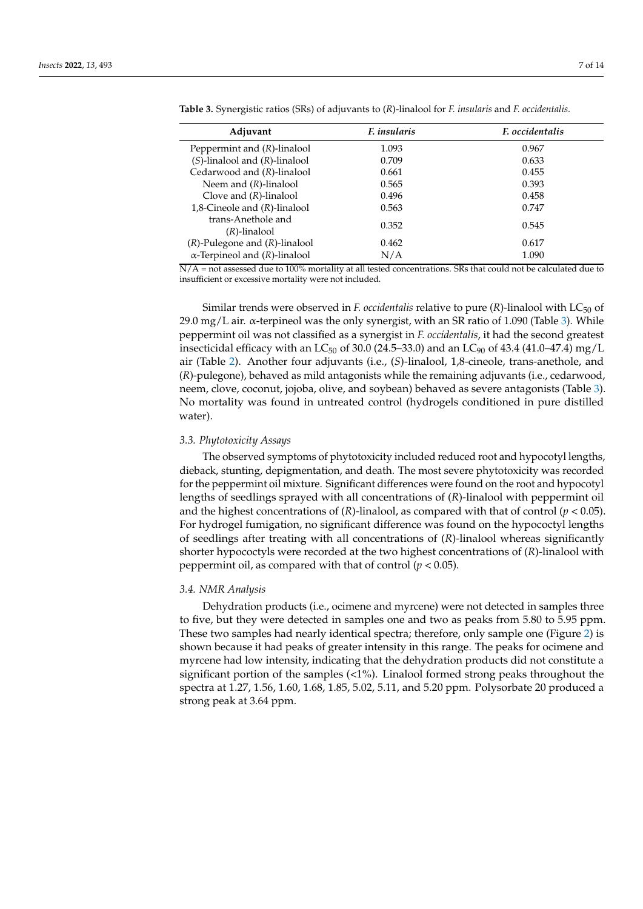**Table 3.** Synergistic ratios (SRs) of adjuvants to (*R*)-linalool for *F. insularis* and *F. occidentalis*.

| Adjuvant | *F. insularis* | *F. occidentalis* |
|---|---|---|
| Peppermint and (*R*)-linalool | 1.093 | 0.967 |
| (*S*)-linalool and (*R*)-linalool | 0.709 | 0.633 |
| Cedarwood and (*R*)-linalool | 0.661 | 0.455 |
| Neem and (*R*)-linalool | 0.565 | 0.393 |
| Clove and (*R*)-linalool | 0.496 | 0.458 |
| 1,8-Cineole and (*R*)-linalool | 0.563 | 0.747 |
| trans-Anethole and (*R*)-linalool | 0.352 | 0.545 |
| (*R*)-Pulegone and (*R*)-linalool | 0.462 | 0.617 |
| α-Terpineol and (*R*)-linalool | N/A | 1.090 |

N/A = not assessed due to 100% mortality at all tested concentrations. SRs that could not be calculated due to insufficient or excessive mortality were not included.

Similar trends were observed in *F. occidentalis* relative to pure (*R*)-linalool with $LC_{50}$ of 29.0 mg/L air. α-terpineol was the only synergist, with an SR ratio of 1.090 (Table 3). While peppermint oil was not classified as a synergist in *F. occidentalis*, it had the second greatest insecticidal efficacy with an $LC_{50}$ of 30.0 (24.5–33.0) and an $LC_{90}$ of 43.4 (41.0–47.4) mg/L air (Table 2). Another four adjuvants (i.e., (*S*)-linalool, 1,8-cineole, trans-anethole, and (*R*)-pulegone), behaved as mild antagonists while the remaining adjuvants (i.e., cedarwood, neem, clove, coconut, jojoba, olive, and soybean) behaved as severe antagonists (Table 3). No mortality was found in untreated control (hydrogels conditioned in pure distilled water).

### *3.3. Phytotoxicity Assays*

The observed symptoms of phytotoxicity included reduced root and hypocotyl lengths, dieback, stunting, depigmentation, and death. The most severe phytotoxicity was recorded for the peppermint oil mixture. Significant differences were found on the root and hypocotyl lengths of seedlings sprayed with all concentrations of (*R*)-linalool with peppermint oil and the highest concentrations of (*R*)-linalool, as compared with that of control ($p < 0.05$). For hydrogel fumigation, no significant difference was found on the hypococtyl lengths of seedlings after treating with all concentrations of (*R*)-linalool whereas significantly shorter hypococtyls were recorded at the two highest concentrations of (*R*)-linalool with peppermint oil, as compared with that of control ($p < 0.05$).

### *3.4. NMR Analysis*

Dehydration products (i.e., ocimene and myrcene) were not detected in samples three to five, but they were detected in samples one and two as peaks from 5.80 to 5.95 ppm. These two samples had nearly identical spectra; therefore, only sample one (Figure 2) is shown because it had peaks of greater intensity in this range. The peaks for ocimene and myrcene had low intensity, indicating that the dehydration products did not constitute a significant portion of the samples (<1%). Linalool formed strong peaks throughout the spectra at 1.27, 1.56, 1.60, 1.68, 1.85, 5.02, 5.11, and 5.20 ppm. Polysorbate 20 produced a strong peak at 3.64 ppm.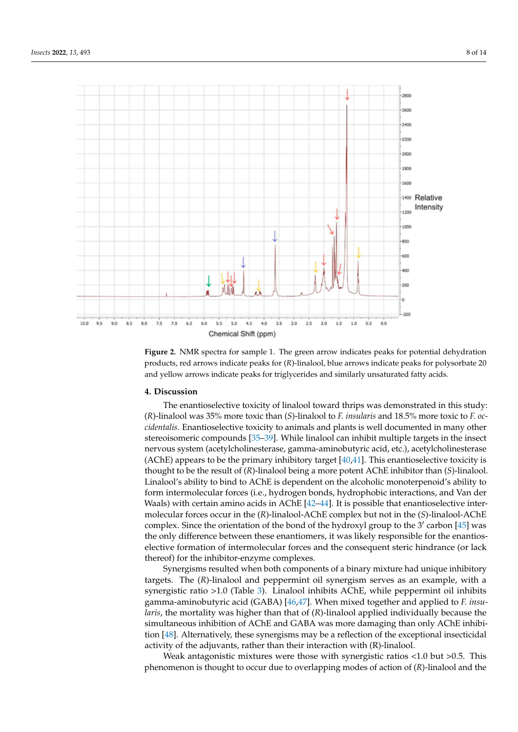**Figure 2.** NMR spectra for sample 1. The green arrow indicates peaks for potential dehydration products, red arrows indicate peaks for (*R*)-linalool, blue arrows indicate peaks for polysorbate 20 and yellow arrows indicate peaks for triglycerides and similarly unsaturated fatty acids.

## 4. Discussion

The enantioselective toxicity of linalool toward thrips was demonstrated in this study: (*R*)-linalool was 35% more toxic than (*S*)-linalool to *F. insularis* and 18.5% more toxic to *F. occidentalis*. Enantioselective toxicity to animals and plants is well documented in many other stereoisomeric compounds [35–39]. While linalool can inhibit multiple targets in the insect nervous system (acetylcholinesterase, gamma-aminobutyric acid, etc.), acetylcholinesterase (AChE) appears to be the primary inhibitory target [40,41]. This enantioselective toxicity is thought to be the result of (*R*)-linalool being a more potent AChE inhibitor than (*S*)-linalool. Linalool's ability to bind to AChE is dependent on the alcoholic monoterpenoid's ability to form intermolecular forces (i.e., hydrogen bonds, hydrophobic interactions, and Van der Waals) with certain amino acids in AChE [42–44]. It is possible that enantioselective intermolecular forces occur in the (*R*)-linalool-AChE complex but not in the (*S*)-linalool-AChE complex. Since the orientation of the bond of the hydroxyl group to the 3′ carbon [45] was the only difference between these enantiomers, it was likely responsible for the enantioselective formation of intermolecular forces and the consequent steric hindrance (or lack thereof) for the inhibitor-enzyme complexes.

Synergisms resulted when both components of a binary mixture had unique inhibitory targets. The (*R*)-linalool and peppermint oil synergism serves as an example, with a synergistic ratio >1.0 (Table 3). Linalool inhibits AChE, while peppermint oil inhibits gamma-aminobutyric acid (GABA) [46,47]. When mixed together and applied to *F. insularis*, the mortality was higher than that of (*R*)-linalool applied individually because the simultaneous inhibition of AChE and GABA was more damaging than only AChE inhibition [48]. Alternatively, these synergisms may be a reflection of the exceptional insecticidal activity of the adjuvants, rather than their interaction with (R)-linalool.

Weak antagonistic mixtures were those with synergistic ratios <1.0 but >0.5. This phenomenon is thought to occur due to overlapping modes of action of (*R*)-linalool and the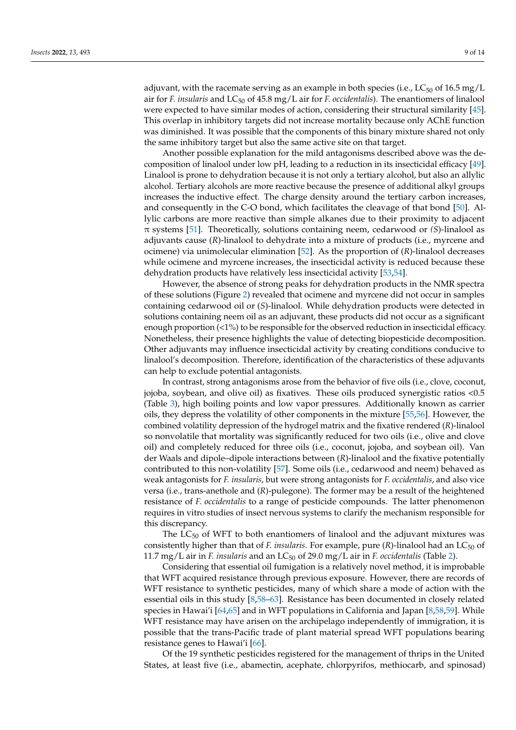adjuvant, with the racemate serving as an example in both species (i.e., $LC_{50}$ of 16.5 mg/L air for *F. insularis* and $LC_{50}$ of 45.8 mg/L air for *F. occidentalis*). The enantiomers of linalool were expected to have similar modes of action, considering their structural similarity [45]. This overlap in inhibitory targets did not increase mortality because only AChE function was diminished. It was possible that the components of this binary mixture shared not only the same inhibitory target but also the same active site on that target.

Another possible explanation for the mild antagonisms described above was the decomposition of linalool under low pH, leading to a reduction in its insecticidal efficacy [49]. Linalool is prone to dehydration because it is not only a tertiary alcohol, but also an allylic alcohol. Tertiary alcohols are more reactive because the presence of additional alkyl groups increases the inductive effect. The charge density around the tertiary carbon increases, and consequently in the C-O bond, which facilitates the cleavage of that bond [50]. Allylic carbons are more reactive than simple alkanes due to their proximity to adjacent π systems [51]. Theoretically, solutions containing neem, cedarwood or (*S*)-linalool as adjuvants cause (*R*)-linalool to dehydrate into a mixture of products (i.e., myrcene and ocimene) via unimolecular elimination [52]. As the proportion of (*R*)-linalool decreases while ocimene and myrcene increases, the insecticidal activity is reduced because these dehydration products have relatively less insecticidal activity [53,54].

However, the absence of strong peaks for dehydration products in the NMR spectra of these solutions (Figure 2) revealed that ocimene and myrcene did not occur in samples containing cedarwood oil or (*S*)-linalool. While dehydration products were detected in solutions containing neem oil as an adjuvant, these products did not occur as a significant enough proportion (<1%) to be responsible for the observed reduction in insecticidal efficacy. Nonetheless, their presence highlights the value of detecting biopesticide decomposition. Other adjuvants may influence insecticidal activity by creating conditions conducive to linalool's decomposition. Therefore, identification of the characteristics of these adjuvants can help to exclude potential antagonists.

In contrast, strong antagonisms arose from the behavior of five oils (i.e., clove, coconut, jojoba, soybean, and olive oil) as fixatives. These oils produced synergistic ratios <0.5 (Table 3), high boiling points and low vapor pressures. Additionally known as carrier oils, they depress the volatility of other components in the mixture [55,56]. However, the combined volatility depression of the hydrogel matrix and the fixative rendered (*R*)-linalool so nonvolatile that mortality was significantly reduced for two oils (i.e., olive and clove oil) and completely reduced for three oils (i.e., coconut, jojoba, and soybean oil). Van der Waals and dipole–dipole interactions between (*R*)-linalool and the fixative potentially contributed to this non-volatility [57]. Some oils (i.e., cedarwood and neem) behaved as weak antagonists for *F. insularis*, but were strong antagonists for *F. occidentalis*, and also vice versa (i.e., trans-anethole and (*R*)-pulegone). The former may be a result of the heightened resistance of *F. occidentalis* to a range of pesticide compounds. The latter phenomenon requires in vitro studies of insect nervous systems to clarify the mechanism responsible for this discrepancy.

The $LC_{50}$ of WFT to both enantiomers of linalool and the adjuvant mixtures was consistently higher than that of *F. insularis*. For example, pure (*R*)-linalool had an $LC_{50}$ of 11.7 mg/L air in *F. insularis* and an $LC_{50}$ of 29.0 mg/L air in *F. occidentalis* (Table 2).

Considering that essential oil fumigation is a relatively novel method, it is improbable that WFT acquired resistance through previous exposure. However, there are records of WFT resistance to synthetic pesticides, many of which share a mode of action with the essential oils in this study [8,58–63]. Resistance has been documented in closely related species in Hawai'i [64,65] and in WFT populations in California and Japan [8,58,59]. While WFT resistance may have arisen on the archipelago independently of immigration, it is possible that the trans-Pacific trade of plant material spread WFT populations bearing resistance genes to Hawai'i [66].

Of the 19 synthetic pesticides registered for the management of thrips in the United States, at least five (i.e., abamectin, acephate, chlorpyrifos, methiocarb, and spinosad)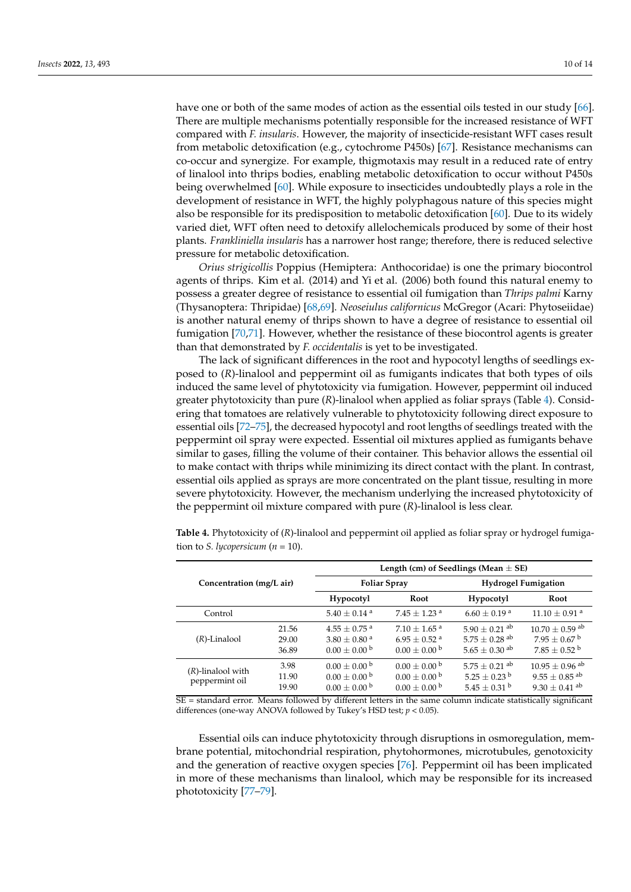have one or both of the same modes of action as the essential oils tested in our study [66]. There are multiple mechanisms potentially responsible for the increased resistance of WFT compared with *F. insularis*. However, the majority of insecticide-resistant WFT cases result from metabolic detoxification (e.g., cytochrome P450s) [67]. Resistance mechanisms can co-occur and synergize. For example, thigmotaxis may result in a reduced rate of entry of linalool into thrips bodies, enabling metabolic detoxification to occur without P450s being overwhelmed [60]. While exposure to insecticides undoubtedly plays a role in the development of resistance in WFT, the highly polyphagous nature of this species might also be responsible for its predisposition to metabolic detoxification [60]. Due to its widely varied diet, WFT often need to detoxify allelochemicals produced by some of their host plants. *Frankliniella insularis* has a narrower host range; therefore, there is reduced selective pressure for metabolic detoxification.

*Orius strigicollis* Poppius (Hemiptera: Anthocoridae) is one the primary biocontrol agents of thrips. Kim et al. (2014) and Yi et al. (2006) both found this natural enemy to possess a greater degree of resistance to essential oil fumigation than *Thrips palmi* Karny (Thysanoptera: Thripidae) [68,69]. *Neoseiulus californicus* McGregor (Acari: Phytoseiidae) is another natural enemy of thrips shown to have a degree of resistance to essential oil fumigation [70,71]. However, whether the resistance of these biocontrol agents is greater than that demonstrated by *F. occidentalis* is yet to be investigated.

The lack of significant differences in the root and hypocotyl lengths of seedlings exposed to (*R*)-linalool and peppermint oil as fumigants indicates that both types of oils induced the same level of phytotoxicity via fumigation. However, peppermint oil induced greater phytotoxicity than pure (*R*)-linalool when applied as foliar sprays (Table 4). Considering that tomatoes are relatively vulnerable to phytotoxicity following direct exposure to essential oils [72–75], the decreased hypocotyl and root lengths of seedlings treated with the peppermint oil spray were expected. Essential oil mixtures applied as fumigants behave similar to gases, filling the volume of their container. This behavior allows the essential oil to make contact with thrips while minimizing its direct contact with the plant. In contrast, essential oils applied as sprays are more concentrated on the plant tissue, resulting in more severe phytotoxicity. However, the mechanism underlying the increased phytotoxicity of the peppermint oil mixture compared with pure (*R*)-linalool is less clear.

**Table 4.** Phytotoxicity of (*R*)-linalool and peppermint oil applied as foliar spray or hydrogel fumigation to *S. lycopersicum* ($n = 10$).

| Concentration (mg/L air) | | Length (cm) of Seedlings (Mean ± SE) | | | |
|---|---|---|---|---|---|
| | | Foliar Spray | | Hydrogel Fumigation | |
| | | Hypocotyl | Root | Hypocotyl | Root |
| Control | | $5.40 \pm 0.14^{a}$ | $7.45 \pm 1.23^{a}$ | $6.60 \pm 0.19^{a}$ | $11.10 \pm 0.91^{a}$ |
| (*R*)-Linalool | 21.56 | $4.55 \pm 0.75^{a}$ | $7.10 \pm 1.65^{a}$ | $5.90 \pm 0.21^{ab}$ | $10.70 \pm 0.59^{ab}$ |
| | 29.00 | $3.80 \pm 0.80^{a}$ | $6.95 \pm 0.52^{a}$ | $5.75 \pm 0.28^{ab}$ | $7.95 \pm 0.67^{b}$ |
| | 36.89 | $0.00 \pm 0.00^{b}$ | $0.00 \pm 0.00^{b}$ | $5.65 \pm 0.30^{ab}$ | $7.85 \pm 0.52^{b}$ |
| (*R*)-linalool with peppermint oil | 3.98 | $0.00 \pm 0.00^{b}$ | $0.00 \pm 0.00^{b}$ | $5.75 \pm 0.21^{ab}$ | $10.95 \pm 0.96^{ab}$ |
| | 11.90 | $0.00 \pm 0.00^{b}$ | $0.00 \pm 0.00^{b}$ | $5.25 \pm 0.23^{b}$ | $9.55 \pm 0.85^{ab}$ |
| | 19.90 | $0.00 \pm 0.00^{b}$ | $0.00 \pm 0.00^{b}$ | $5.45 \pm 0.31^{b}$ | $9.30 \pm 0.41^{ab}$ |

SE = standard error. Means followed by different letters in the same column indicate statistically significant differences (one-way ANOVA followed by Tukey's HSD test; $p < 0.05$).

Essential oils can induce phytotoxicity through disruptions in osmoregulation, membrane potential, mitochondrial respiration, phytohormones, microtubules, genotoxicity and the generation of reactive oxygen species [76]. Peppermint oil has been implicated in more of these mechanisms than linalool, which may be responsible for its increased phototoxicity [77–79].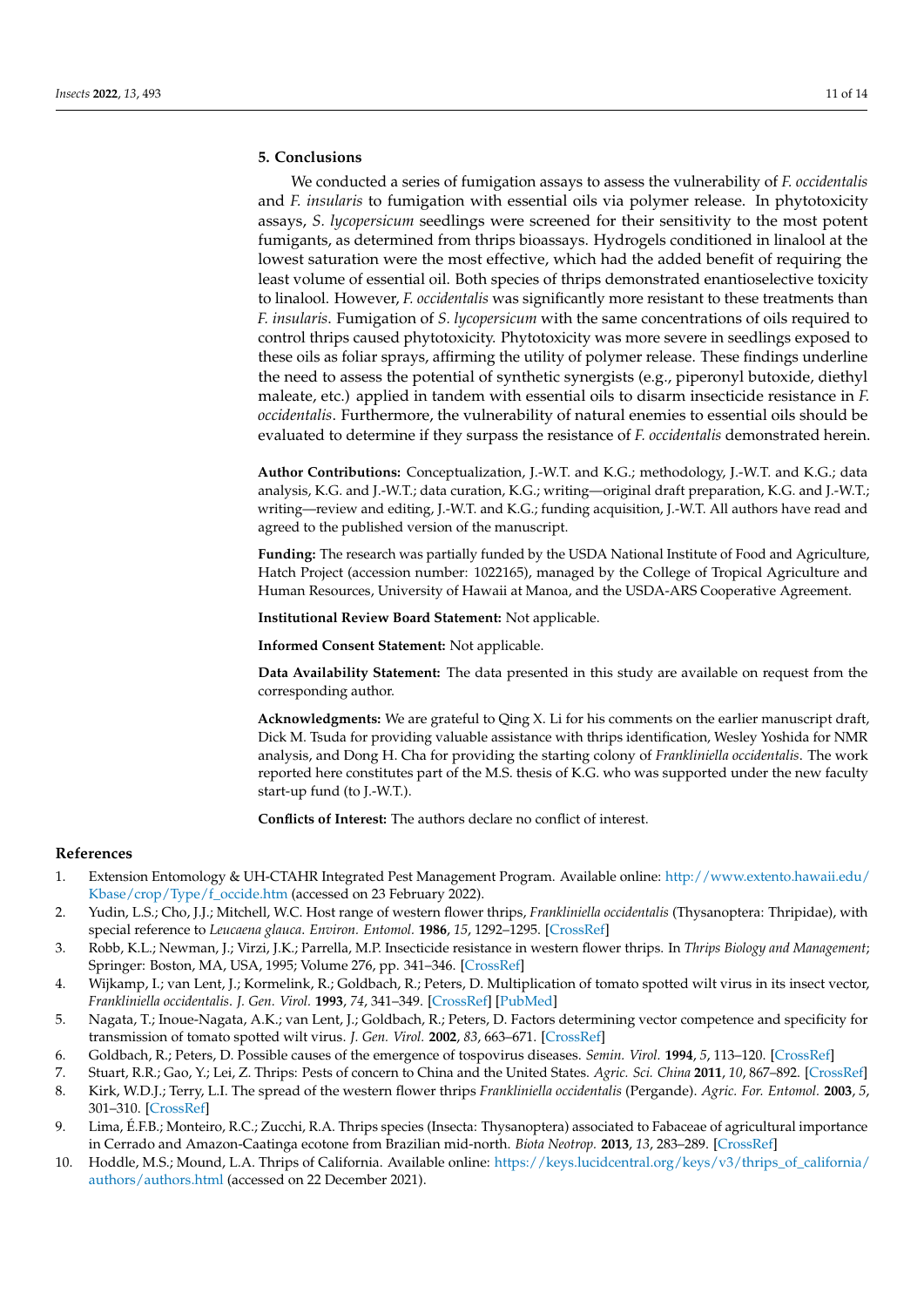## 5. Conclusions

We conducted a series of fumigation assays to assess the vulnerability of *F. occidentalis* and *F. insularis* to fumigation with essential oils via polymer release. In phytotoxicity assays, *S. lycopersicum* seedlings were screened for their sensitivity to the most potent fumigants, as determined from thrips bioassays. Hydrogels conditioned in linalool at the lowest saturation were the most effective, which had the added benefit of requiring the least volume of essential oil. Both species of thrips demonstrated enantioselective toxicity to linalool. However, *F. occidentalis* was significantly more resistant to these treatments than *F. insularis*. Fumigation of *S. lycopersicum* with the same concentrations of oils required to control thrips caused phytotoxicity. Phytotoxicity was more severe in seedlings exposed to these oils as foliar sprays, affirming the utility of polymer release. These findings underline the need to assess the potential of synthetic synergists (e.g., piperonyl butoxide, diethyl maleate, etc.) applied in tandem with essential oils to disarm insecticide resistance in *F. occidentalis*. Furthermore, the vulnerability of natural enemies to essential oils should be evaluated to determine if they surpass the resistance of *F. occidentalis* demonstrated herein.

**Author Contributions:** Conceptualization, J.-W.T. and K.G.; methodology, J.-W.T. and K.G.; data analysis, K.G. and J.-W.T.; data curation, K.G.; writing—original draft preparation, K.G. and J.-W.T.; writing—review and editing, J.-W.T. and K.G.; funding acquisition, J.-W.T. All authors have read and agreed to the published version of the manuscript.

**Funding:** The research was partially funded by the USDA National Institute of Food and Agriculture, Hatch Project (accession number: 1022165), managed by the College of Tropical Agriculture and Human Resources, University of Hawaii at Manoa, and the USDA-ARS Cooperative Agreement.

**Institutional Review Board Statement:** Not applicable.

**Informed Consent Statement:** Not applicable.

**Data Availability Statement:** The data presented in this study are available on request from the corresponding author.

**Acknowledgments:** We are grateful to Qing X. Li for his comments on the earlier manuscript draft, Dick M. Tsuda for providing valuable assistance with thrips identification, Wesley Yoshida for NMR analysis, and Dong H. Cha for providing the starting colony of *Frankliniella occidentalis*. The work reported here constitutes part of the M.S. thesis of K.G. who was supported under the new faculty start-up fund (to J.-W.T.).

**Conflicts of Interest:** The authors declare no conflict of interest.

## References

1. Extension Entomology & UH-CTAHR Integrated Pest Management Program. Available online: http://www.extento.hawaii.edu/Kbase/crop/Type/f_occide.htm (accessed on 23 February 2022).
2. Yudin, L.S.; Cho, J.J.; Mitchell, W.C. Host range of western flower thrips, *Frankliniella occidentalis* (Thysanoptera: Thripidae), with special reference to *Leucaena glauca*. *Environ. Entomol.* **1986**, *15*, 1292–1295. [CrossRef]
3. Robb, K.L.; Newman, J.; Virzi, J.K.; Parrella, M.P. Insecticide resistance in western flower thrips. In *Thrips Biology and Management*; Springer: Boston, MA, USA, 1995; Volume 276, pp. 341–346. [CrossRef]
4. Wijkamp, I.; van Lent, J.; Kormelink, R.; Goldbach, R.; Peters, D. Multiplication of tomato spotted wilt virus in its insect vector, *Frankliniella occidentalis*. *J. Gen. Virol.* **1993**, *74*, 341–349. [CrossRef] [PubMed]
5. Nagata, T.; Inoue-Nagata, A.K.; van Lent, J.; Goldbach, R.; Peters, D. Factors determining vector competence and specificity for transmission of tomato spotted wilt virus. *J. Gen. Virol.* **2002**, *83*, 663–671. [CrossRef]
6. Goldbach, R.; Peters, D. Possible causes of the emergence of tospovirus diseases. *Semin. Virol.* **1994**, *5*, 113–120. [CrossRef]
7. Stuart, R.R.; Gao, Y.; Lei, Z. Thrips: Pests of concern to China and the United States. *Agric. Sci. China* **2011**, *10*, 867–892. [CrossRef]
8. Kirk, W.D.J.; Terry, L.I. The spread of the western flower thrips *Frankliniella occidentalis* (Pergande). *Agric. For. Entomol.* **2003**, *5*, 301–310. [CrossRef]
9. Lima, É.F.B.; Monteiro, R.C.; Zucchi, R.A. Thrips species (Insecta: Thysanoptera) associated to Fabaceae of agricultural importance in Cerrado and Amazon-Caatinga ecotone from Brazilian mid-north. *Biota Neotrop.* **2013**, *13*, 283–289. [CrossRef]
10. Hoddle, M.S.; Mound, L.A. Thrips of California. Available online: https://keys.lucidcentral.org/keys/v3/thrips_of_california/authors/authors.html (accessed on 22 December 2021).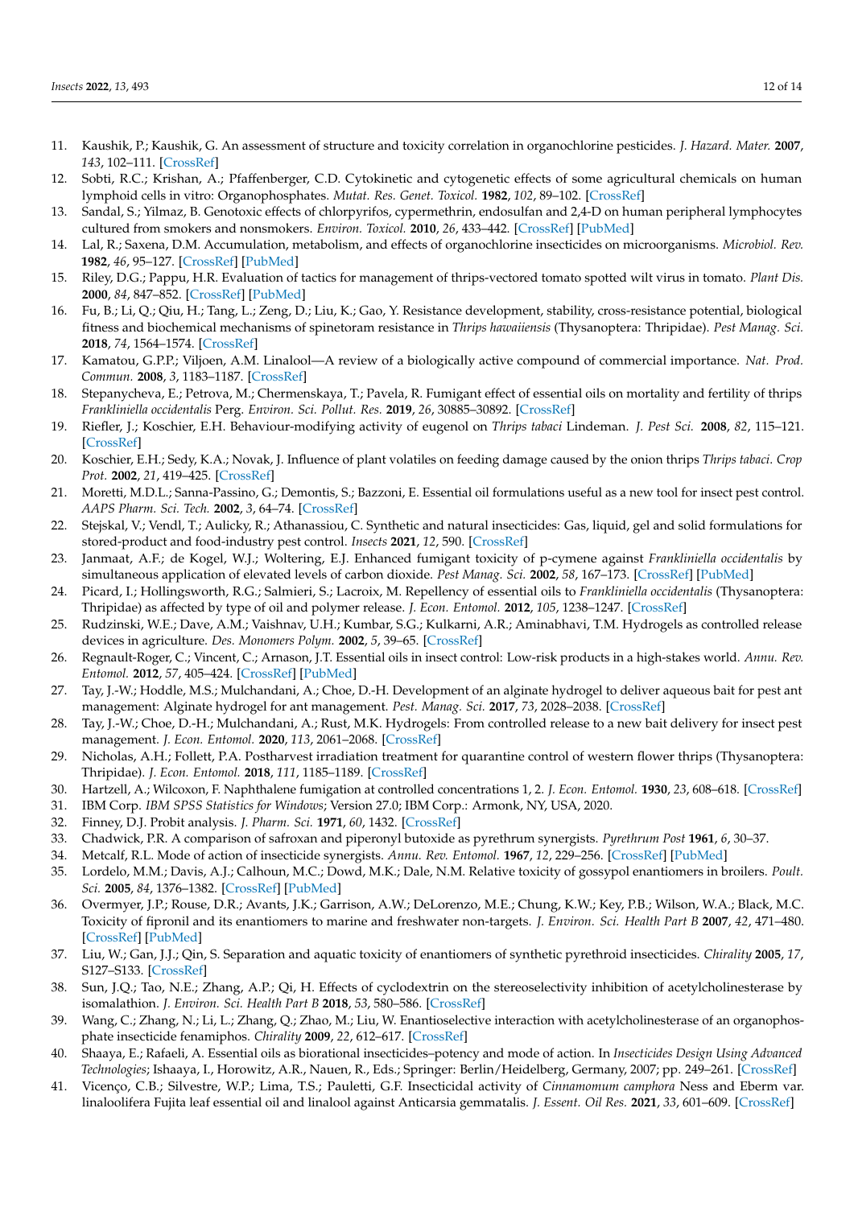11. Kaushik, P.; Kaushik, G. An assessment of structure and toxicity correlation in organochlorine pesticides. *J. Hazard. Mater.* **2007**, *143*, 102–111. [CrossRef]
12. Sobti, R.C.; Krishan, A.; Pfaffenberger, C.D. Cytokinetic and cytogenetic effects of some agricultural chemicals on human lymphoid cells in vitro: Organophosphates. *Mutat. Res. Genet. Toxicol.* **1982**, *102*, 89–102. [CrossRef]
13. Sandal, S.; Yilmaz, B. Genotoxic effects of chlorpyrifos, cypermethrin, endosulfan and 2,4-D on human peripheral lymphocytes cultured from smokers and nonsmokers. *Environ. Toxicol.* **2010**, *26*, 433–442. [CrossRef] [PubMed]
14. Lal, R.; Saxena, D.M. Accumulation, metabolism, and effects of organochlorine insecticides on microorganisms. *Microbiol. Rev.* **1982**, *46*, 95–127. [CrossRef] [PubMed]
15. Riley, D.G.; Pappu, H.R. Evaluation of tactics for management of thrips-vectored tomato spotted wilt virus in tomato. *Plant Dis.* **2000**, *84*, 847–852. [CrossRef] [PubMed]
16. Fu, B.; Li, Q.; Qiu, H.; Tang, L.; Zeng, D.; Liu, K.; Gao, Y. Resistance development, stability, cross-resistance potential, biological fitness and biochemical mechanisms of spinetoram resistance in *Thrips hawaiiensis* (Thysanoptera: Thripidae). *Pest Manag. Sci.* **2018**, *74*, 1564–1574. [CrossRef]
17. Kamatou, G.P.P.; Viljoen, A.M. Linalool—A review of a biologically active compound of commercial importance. *Nat. Prod. Commun.* **2008**, *3*, 1183–1187. [CrossRef]
18. Stepanycheva, E.; Petrova, M.; Chermenskaya, T.; Pavela, R. Fumigant effect of essential oils on mortality and fertility of thrips *Frankliniella occidentalis* Perg. *Environ. Sci. Pollut. Res.* **2019**, *26*, 30885–30892. [CrossRef]
19. Riefler, J.; Koschier, E.H. Behaviour-modifying activity of eugenol on *Thrips tabaci* Lindeman. *J. Pest Sci.* **2008**, *82*, 115–121. [CrossRef]
20. Koschier, E.H.; Sedy, K.A.; Novak, J. Influence of plant volatiles on feeding damage caused by the onion thrips *Thrips tabaci*. *Crop Prot.* **2002**, *21*, 419–425. [CrossRef]
21. Moretti, M.D.L.; Sanna-Passino, G.; Demontis, S.; Bazzoni, E. Essential oil formulations useful as a new tool for insect pest control. *AAPS Pharm. Sci. Tech.* **2002**, *3*, 64–74. [CrossRef]
22. Stejskal, V.; Vendl, T.; Aulicky, R.; Athanassiou, C. Synthetic and natural insecticides: Gas, liquid, gel and solid formulations for stored-product and food-industry pest control. *Insects* **2021**, *12*, 590. [CrossRef]
23. Janmaat, A.F.; de Kogel, W.J.; Woltering, E.J. Enhanced fumigant toxicity of p-cymene against *Frankliniella occidentalis* by simultaneous application of elevated levels of carbon dioxide. *Pest Manag. Sci.* **2002**, *58*, 167–173. [CrossRef] [PubMed]
24. Picard, I.; Hollingsworth, R.G.; Salmieri, S.; Lacroix, M. Repellency of essential oils to *Frankliniella occidentalis* (Thysanoptera: Thripidae) as affected by type of oil and polymer release. *J. Econ. Entomol.* **2012**, *105*, 1238–1247. [CrossRef]
25. Rudzinski, W.E.; Dave, A.M.; Vaishnav, U.H.; Kumbar, S.G.; Kulkarni, A.R.; Aminabhavi, T.M. Hydrogels as controlled release devices in agriculture. *Des. Monomers Polym.* **2002**, *5*, 39–65. [CrossRef]
26. Regnault-Roger, C.; Vincent, C.; Arnason, J.T. Essential oils in insect control: Low-risk products in a high-stakes world. *Annu. Rev. Entomol.* **2012**, *57*, 405–424. [CrossRef] [PubMed]
27. Tay, J.-W.; Hoddle, M.S.; Mulchandani, A.; Choe, D.-H. Development of an alginate hydrogel to deliver aqueous bait for pest ant management: Alginate hydrogel for ant management. *Pest. Manag. Sci.* **2017**, *73*, 2028–2038. [CrossRef]
28. Tay, J.-W.; Choe, D.-H.; Mulchandani, A.; Rust, M.K. Hydrogels: From controlled release to a new bait delivery for insect pest management. *J. Econ. Entomol.* **2020**, *113*, 2061–2068. [CrossRef]
29. Nicholas, A.H.; Follett, P.A. Postharvest irradiation treatment for quarantine control of western flower thrips (Thysanoptera: Thripidae). *J. Econ. Entomol.* **2018**, *111*, 1185–1189. [CrossRef]
30. Hartzell, A.; Wilcoxon, F. Naphthalene fumigation at controlled concentrations 1, 2. *J. Econ. Entomol.* **1930**, *23*, 608–618. [CrossRef]
31. IBM Corp. *IBM SPSS Statistics for Windows*; Version 27.0; IBM Corp.: Armonk, NY, USA, 2020.
32. Finney, D.J. Probit analysis. *J. Pharm. Sci.* **1971**, *60*, 1432. [CrossRef]
33. Chadwick, P.R. A comparison of safroxan and piperonyl butoxide as pyrethrum synergists. *Pyrethrum Post* **1961**, *6*, 30–37.
34. Metcalf, R.L. Mode of action of insecticide synergists. *Annu. Rev. Entomol.* **1967**, *12*, 229–256. [CrossRef] [PubMed]
35. Lordelo, M.M.; Davis, A.J.; Calhoun, M.C.; Dowd, M.K.; Dale, N.M. Relative toxicity of gossypol enantiomers in broilers. *Poult. Sci.* **2005**, *84*, 1376–1382. [CrossRef] [PubMed]
36. Overmyer, J.P.; Rouse, D.R.; Avants, J.K.; Garrison, A.W.; DeLorenzo, M.E.; Chung, K.W.; Key, P.B.; Wilson, W.A.; Black, M.C. Toxicity of fipronil and its enantiomers to marine and freshwater non-targets. *J. Environ. Sci. Health Part B* **2007**, *42*, 471–480. [CrossRef] [PubMed]
37. Liu, W.; Gan, J.J.; Qin, S. Separation and aquatic toxicity of enantiomers of synthetic pyrethroid insecticides. *Chirality* **2005**, *17*, S127–S133. [CrossRef]
38. Sun, J.Q.; Tao, N.E.; Zhang, A.P.; Qi, H. Effects of cyclodextrin on the stereoselectivity inhibition of acetylcholinesterase by isomalathion. *J. Environ. Sci. Health Part B* **2018**, *53*, 580–586. [CrossRef]
39. Wang, C.; Zhang, N.; Li, L.; Zhang, Q.; Zhao, M.; Liu, W. Enantioselective interaction with acetylcholinesterase of an organophosphate insecticide fenamiphos. *Chirality* **2009**, *22*, 612–617. [CrossRef]
40. Shaaya, E.; Rafaeli, A. Essential oils as biorational insecticides–potency and mode of action. In *Insecticides Design Using Advanced Technologies*; Ishaaya, I., Horowitz, A.R., Nauen, R., Eds.; Springer: Berlin/Heidelberg, Germany, 2007; pp. 249–261. [CrossRef]
41. Vicenço, C.B.; Silvestre, W.P.; Lima, T.S.; Pauletti, G.F. Insecticidal activity of *Cinnamomum camphora* Ness and Eberm var. linaloolifera Fujita leaf essential oil and linalool against Anticarsia gemmatalis. *J. Essent. Oil Res.* **2021**, *33*, 601–609. [CrossRef]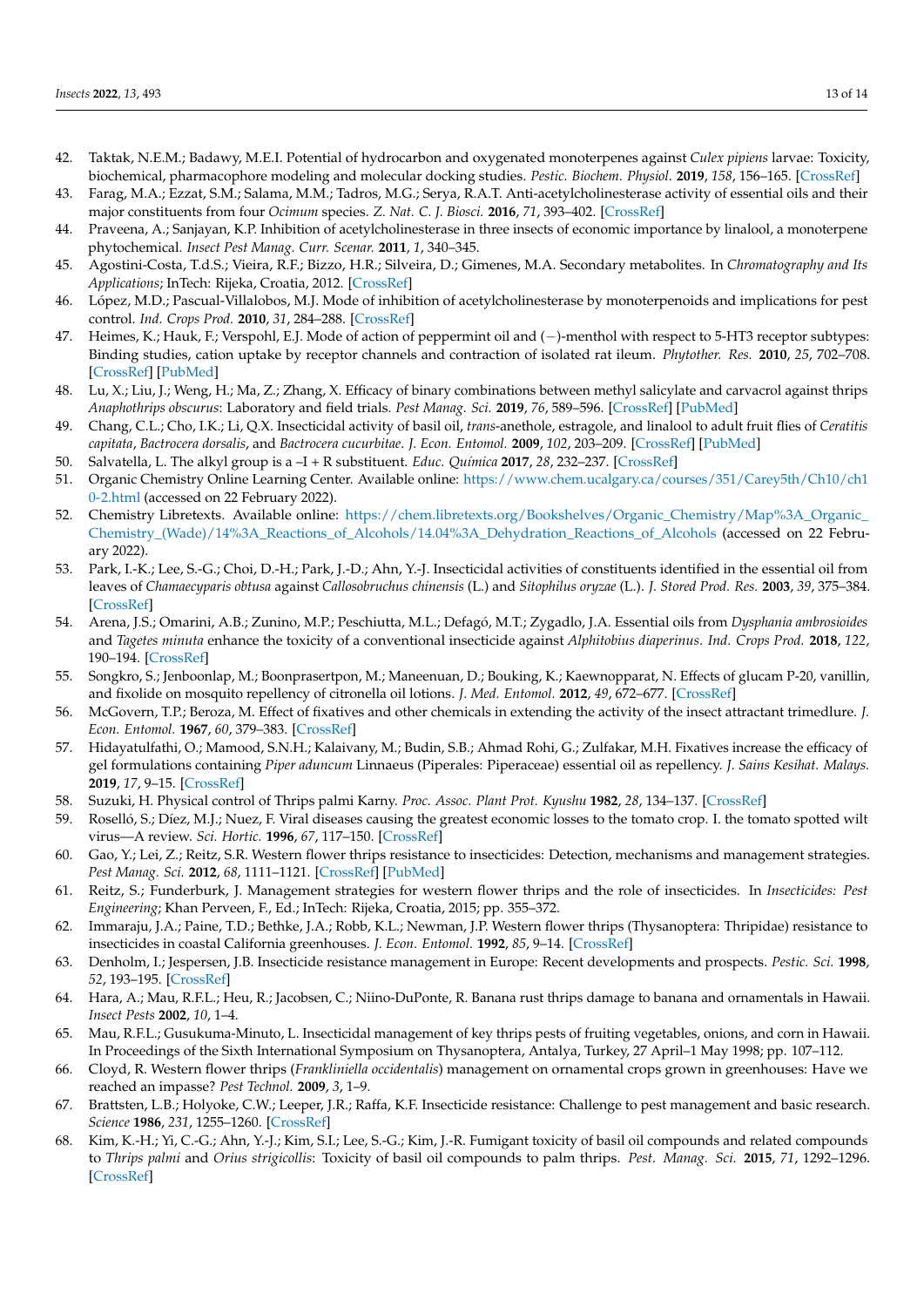42. Taktak, N.E.M.; Badawy, M.E.I. Potential of hydrocarbon and oxygenated monoterpenes against *Culex pipiens* larvae: Toxicity, biochemical, pharmacophore modeling and molecular docking studies. *Pestic. Biochem. Physiol.* **2019**, *158*, 156–165. [CrossRef]
43. Farag, M.A.; Ezzat, S.M.; Salama, M.M.; Tadros, M.G.; Serya, R.A.T. Anti-acetylcholinesterase activity of essential oils and their major constituents from four *Ocimum* species. *Z. Nat. C. J. Biosci.* **2016**, *71*, 393–402. [CrossRef]
44. Praveena, A.; Sanjayan, K.P. Inhibition of acetylcholinesterase in three insects of economic importance by linalool, a monoterpene phytochemical. *Insect Pest Manag. Curr. Scenar.* **2011**, *1*, 340–345.
45. Agostini-Costa, T.d.S.; Vieira, R.F.; Bizzo, H.R.; Silveira, D.; Gimenes, M.A. Secondary metabolites. In *Chromatography and Its Applications*; InTech: Rijeka, Croatia, 2012. [CrossRef]
46. López, M.D.; Pascual-Villalobos, M.J. Mode of inhibition of acetylcholinesterase by monoterpenoids and implications for pest control. *Ind. Crops Prod.* **2010**, *31*, 284–288. [CrossRef]
47. Heimes, K.; Hauk, F.; Verspohl, E.J. Mode of action of peppermint oil and (−)-menthol with respect to 5-HT3 receptor subtypes: Binding studies, cation uptake by receptor channels and contraction of isolated rat ileum. *Phytother. Res.* **2010**, *25*, 702–708. [CrossRef] [PubMed]
48. Lu, X.; Liu, J.; Weng, H.; Ma, Z.; Zhang, X. Efficacy of binary combinations between methyl salicylate and carvacrol against thrips *Anaphothrips obscurus*: Laboratory and field trials. *Pest Manag. Sci.* **2019**, *76*, 589–596. [CrossRef] [PubMed]
49. Chang, C.L.; Cho, I.K.; Li, Q.X. Insecticidal activity of basil oil, *trans*-anethole, estragole, and linalool to adult fruit flies of *Ceratitis capitata*, *Bactrocera dorsalis*, and *Bactrocera cucurbitae*. *J. Econ. Entomol.* **2009**, *102*, 203–209. [CrossRef] [PubMed]
50. Salvatella, L. The alkyl group is a –I + R substituent. *Educ. Química* **2017**, *28*, 232–237. [CrossRef]
51. Organic Chemistry Online Learning Center. Available online: https://www.chem.ucalgary.ca/courses/351/Carey5th/Ch10/ch10-2.html (accessed on 22 February 2022).
52. Chemistry Libretexts. Available online: https://chem.libretexts.org/Bookshelves/Organic_Chemistry/Map%3A_Organic_Chemistry_(Wade)/14%3A_Reactions_of_Alcohols/14.04%3A_Dehydration_Reactions_of_Alcohols (accessed on 22 February 2022).
53. Park, I.-K.; Lee, S.-G.; Choi, D.-H.; Park, J.-D.; Ahn, Y.-J. Insecticidal activities of constituents identified in the essential oil from leaves of *Chamaecyparis obtusa* against *Callosobruchus chinensis* (L.) and *Sitophilus oryzae* (L.). *J. Stored Prod. Res.* **2003**, *39*, 375–384. [CrossRef]
54. Arena, J.S.; Omarini, A.B.; Zunino, M.P.; Peschiutta, M.L.; Defagó, M.T.; Zygadlo, J.A. Essential oils from *Dysphania ambrosioides* and *Tagetes minuta* enhance the toxicity of a conventional insecticide against *Alphitobius diaperinus*. *Ind. Crops Prod.* **2018**, *122*, 190–194. [CrossRef]
55. Songkro, S.; Jenboonlap, M.; Boonprasertpon, M.; Maneenuan, D.; Bouking, K.; Kaewnopparat, N. Effects of glucam P-20, vanillin, and fixolide on mosquito repellency of citronella oil lotions. *J. Med. Entomol.* **2012**, *49*, 672–677. [CrossRef]
56. McGovern, T.P.; Beroza, M. Effect of fixatives and other chemicals in extending the activity of the insect attractant trimedlure. *J. Econ. Entomol.* **1967**, *60*, 379–383. [CrossRef]
57. Hidayatulfathi, O.; Mamood, S.N.H.; Kalaivany, M.; Budin, S.B.; Ahmad Rohi, G.; Zulfakar, M.H. Fixatives increase the efficacy of gel formulations containing *Piper aduncum* Linnaeus (Piperales: Piperaceae) essential oil as repellency. *J. Sains Kesihat. Malays.* **2019**, *17*, 9–15. [CrossRef]
58. Suzuki, H. Physical control of Thrips palmi Karny. *Proc. Assoc. Plant Prot. Kyushu* **1982**, *28*, 134–137. [CrossRef]
59. Roselló, S.; Díez, M.J.; Nuez, F. Viral diseases causing the greatest economic losses to the tomato crop. I. the tomato spotted wilt virus—A review. *Sci. Hortic.* **1996**, *67*, 117–150. [CrossRef]
60. Gao, Y.; Lei, Z.; Reitz, S.R. Western flower thrips resistance to insecticides: Detection, mechanisms and management strategies. *Pest Manag. Sci.* **2012**, *68*, 1111–1121. [CrossRef] [PubMed]
61. Reitz, S.; Funderburk, J. Management strategies for western flower thrips and the role of insecticides. In *Insecticides: Pest Engineering*; Khan Perveen, F., Ed.; InTech: Rijeka, Croatia, 2015; pp. 355–372.
62. Immaraju, J.A.; Paine, T.D.; Bethke, J.A.; Robb, K.L.; Newman, J.P. Western flower thrips (Thysanoptera: Thripidae) resistance to insecticides in coastal California greenhouses. *J. Econ. Entomol.* **1992**, *85*, 9–14. [CrossRef]
63. Denholm, I.; Jespersen, J.B. Insecticide resistance management in Europe: Recent developments and prospects. *Pestic. Sci.* **1998**, *52*, 193–195. [CrossRef]
64. Hara, A.; Mau, R.F.L.; Heu, R.; Jacobsen, C.; Niino-DuPonte, R. Banana rust thrips damage to banana and ornamentals in Hawaii. *Insect Pests* **2002**, *10*, 1–4.
65. Mau, R.F.L.; Gusukuma-Minuto, L. Insecticidal management of key thrips pests of fruiting vegetables, onions, and corn in Hawaii. In Proceedings of the Sixth International Symposium on Thysanoptera, Antalya, Turkey, 27 April–1 May 1998; pp. 107–112.
66. Cloyd, R. Western flower thrips (*Frankliniella occidentalis*) management on ornamental crops grown in greenhouses: Have we reached an impasse? *Pest Technol.* **2009**, *3*, 1–9.
67. Brattsten, L.B.; Holyoke, C.W.; Leeper, J.R.; Raffa, K.F. Insecticide resistance: Challenge to pest management and basic research. *Science* **1986**, *231*, 1255–1260. [CrossRef]
68. Kim, K.-H.; Yi, C.-G.; Ahn, Y.-J.; Kim, S.I.; Lee, S.-G.; Kim, J.-R. Fumigant toxicity of basil oil compounds and related compounds to *Thrips palmi* and *Orius strigicollis*: Toxicity of basil oil compounds to palm thrips. *Pest. Manag. Sci.* **2015**, *71*, 1292–1296. [CrossRef]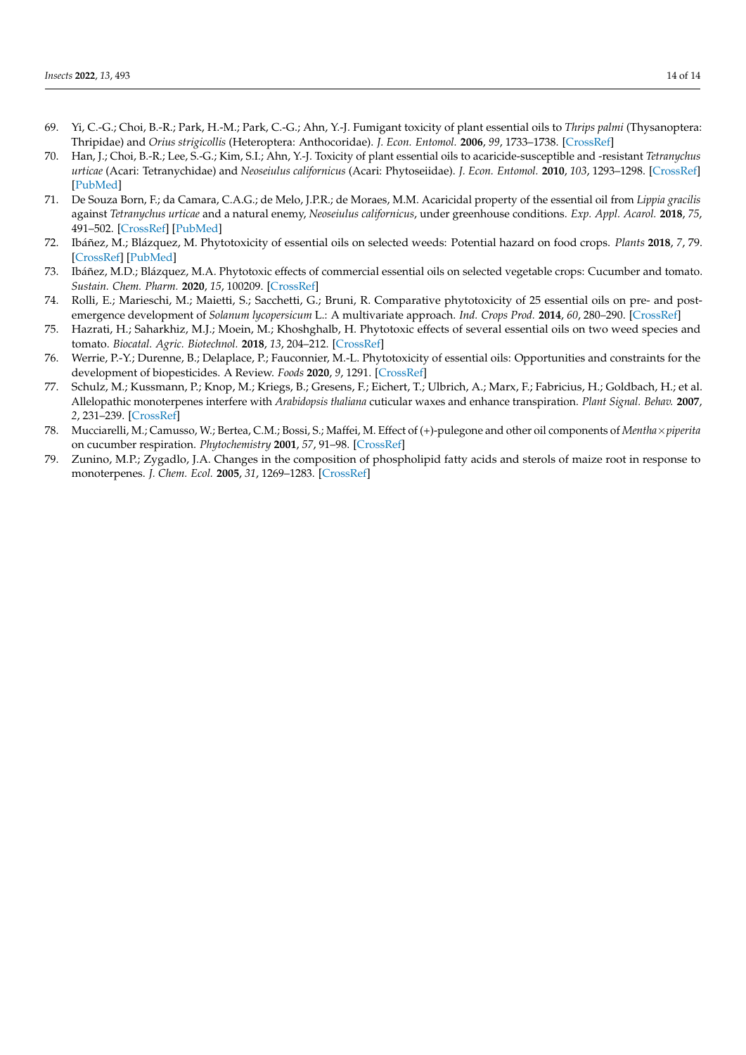69. Yi, C.-G.; Choi, B.-R.; Park, H.-M.; Park, C.-G.; Ahn, Y.-J. Fumigant toxicity of plant essential oils to *Thrips palmi* (Thysanoptera: Thripidae) and *Orius strigicollis* (Heteroptera: Anthocoridae). *J. Econ. Entomol.* **2006**, *99*, 1733–1738. [CrossRef]
70. Han, J.; Choi, B.-R.; Lee, S.-G.; Kim, S.I.; Ahn, Y.-J. Toxicity of plant essential oils to acaricide-susceptible and -resistant *Tetranychus urticae* (Acari: Tetranychidae) and *Neoseiulus californicus* (Acari: Phytoseiidae). *J. Econ. Entomol.* **2010**, *103*, 1293–1298. [CrossRef] [PubMed]
71. De Souza Born, F.; da Camara, C.A.G.; de Melo, J.P.R.; de Moraes, M.M. Acaricidal property of the essential oil from *Lippia gracilis* against *Tetranychus urticae* and a natural enemy, *Neoseiulus californicus*, under greenhouse conditions. *Exp. Appl. Acarol.* **2018**, *75*, 491–502. [CrossRef] [PubMed]
72. Ibáñez, M.; Blázquez, M. Phytotoxicity of essential oils on selected weeds: Potential hazard on food crops. *Plants* **2018**, *7*, 79. [CrossRef] [PubMed]
73. Ibáñez, M.D.; Blázquez, M.A. Phytotoxic effects of commercial essential oils on selected vegetable crops: Cucumber and tomato. *Sustain. Chem. Pharm.* **2020**, *15*, 100209. [CrossRef]
74. Rolli, E.; Marieschi, M.; Maietti, S.; Sacchetti, G.; Bruni, R. Comparative phytotoxicity of 25 essential oils on pre- and post-emergence development of *Solanum lycopersicum* L.: A multivariate approach. *Ind. Crops Prod.* **2014**, *60*, 280–290. [CrossRef]
75. Hazrati, H.; Saharkhiz, M.J.; Moein, M.; Khoshghalb, H. Phytotoxic effects of several essential oils on two weed species and tomato. *Biocatal. Agric. Biotechnol.* **2018**, *13*, 204–212. [CrossRef]
76. Werrie, P.-Y.; Durenne, B.; Delaplace, P.; Fauconnier, M.-L. Phytotoxicity of essential oils: Opportunities and constraints for the development of biopesticides. A Review. *Foods* **2020**, *9*, 1291. [CrossRef]
77. Schulz, M.; Kussmann, P.; Knop, M.; Kriegs, B.; Gresens, F.; Eichert, T.; Ulbrich, A.; Marx, F.; Fabricius, H.; Goldbach, H.; et al. Allelopathic monoterpenes interfere with *Arabidopsis thaliana* cuticular waxes and enhance transpiration. *Plant Signal. Behav.* **2007**, *2*, 231–239. [CrossRef]
78. Mucciarelli, M.; Camusso, W.; Bertea, C.M.; Bossi, S.; Maffei, M. Effect of (+)-pulegone and other oil components of *Mentha*×*piperita* on cucumber respiration. *Phytochemistry* **2001**, *57*, 91–98. [CrossRef]
79. Zunino, M.P.; Zygadlo, J.A. Changes in the composition of phospholipid fatty acids and sterols of maize root in response to monoterpenes. *J. Chem. Ecol.* **2005**, *31*, 1269–1283. [CrossRef]